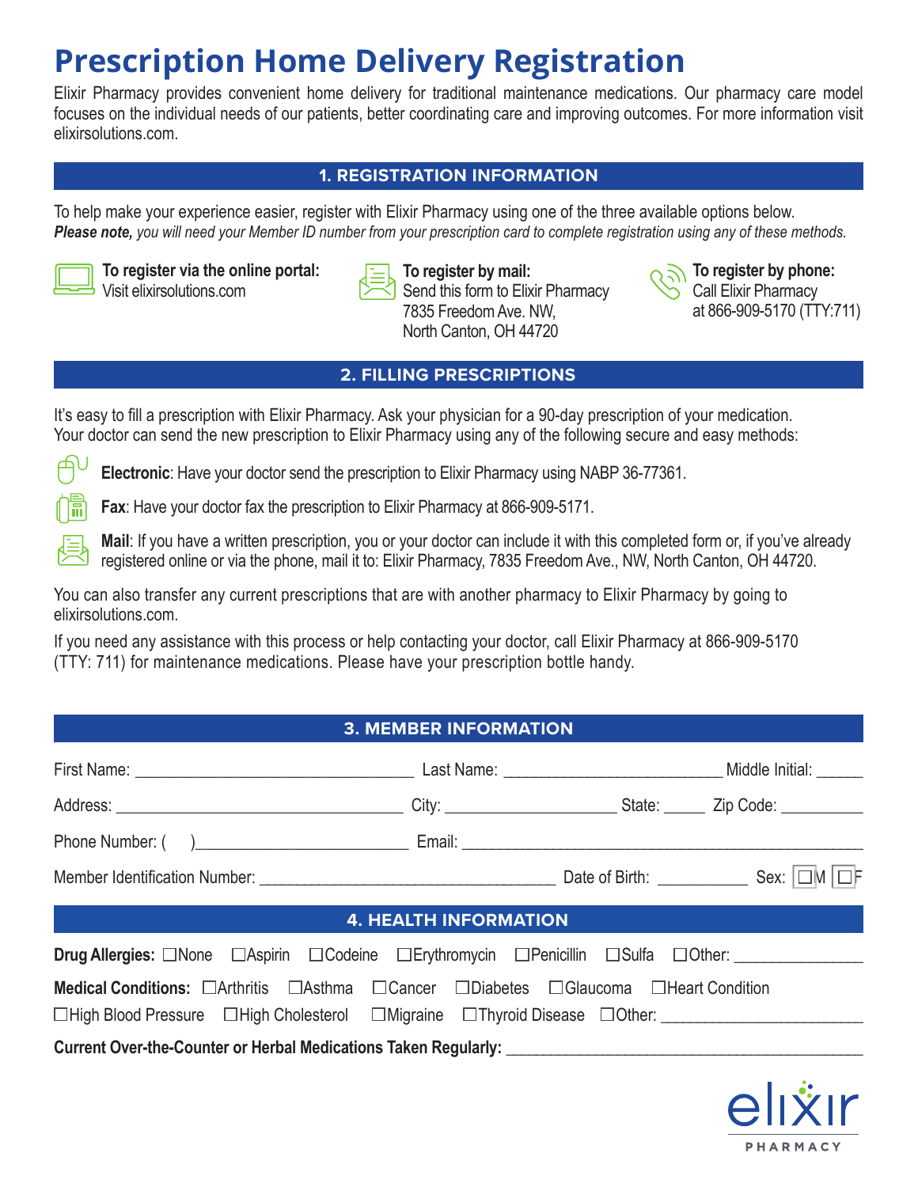# Prescription Home Delivery Registration

Elixir Pharmacy provides convenient home delivery for traditional maintenance medications. Our pharmacy care model focuses on the individual needs of our patients, better coordinating care and improving outcomes. For more information visit elixirsolutions.com.

## 1. REGISTRATION INFORMATION

To help make your experience easier, register with Elixir Pharmacy using one of the three available options below.
***Please note,** you will need your Member ID number from your prescription card to complete registration using any of these methods.*

**To register via the online portal:**
Visit elixirsolutions.com

**To register by mail:**
Send this form to Elixir Pharmacy
7835 Freedom Ave. NW,
North Canton, OH 44720

**To register by phone:**
Call Elixir Pharmacy
at 866-909-5170 (TTY:711)

## 2. FILLING PRESCRIPTIONS

It's easy to fill a prescription with Elixir Pharmacy. Ask your physician for a 90-day prescription of your medication. Your doctor can send the new prescription to Elixir Pharmacy using any of the following secure and easy methods:

**Electronic**: Have your doctor send the prescription to Elixir Pharmacy using NABP 36-77361.

**Fax**: Have your doctor fax the prescription to Elixir Pharmacy at 866-909-5171.

**Mail**: If you have a written prescription, you or your doctor can include it with this completed form or, if you've already registered online or via the phone, mail it to: Elixir Pharmacy, 7835 Freedom Ave., NW, North Canton, OH 44720.

You can also transfer any current prescriptions that are with another pharmacy to Elixir Pharmacy by going to elixirsolutions.com.

If you need any assistance with this process or help contacting your doctor, call Elixir Pharmacy at 866-909-5170 (TTY: 711) for maintenance medications. Please have your prescription bottle handy.

## 3. MEMBER INFORMATION

First Name: ______________________________ Last Name: ______________________ Middle Initial: _____

Address: ______________________________ City: __________________ State: _____ Zip Code: _________

Phone Number: ( ) ______________________ Email: ___________________________________________

Member Identification Number: ______________________________ Date of Birth: __________ Sex: ☐M ☐F

## 4. HEALTH INFORMATION

**Drug Allergies:** ☐None ☐Aspirin ☐Codeine ☐Erythromycin ☐Penicillin ☐Sulfa ☐Other: ______________

**Medical Conditions:** ☐Arthritis ☐Asthma ☐Cancer ☐Diabetes ☐Glaucoma ☐Heart Condition
☐High Blood Pressure ☐High Cholesterol ☐Migraine ☐Thyroid Disease ☐Other: ____________________

**Current Over-the-Counter or Herbal Medications Taken Regularly:** ________________________________________

elixir PHARMACY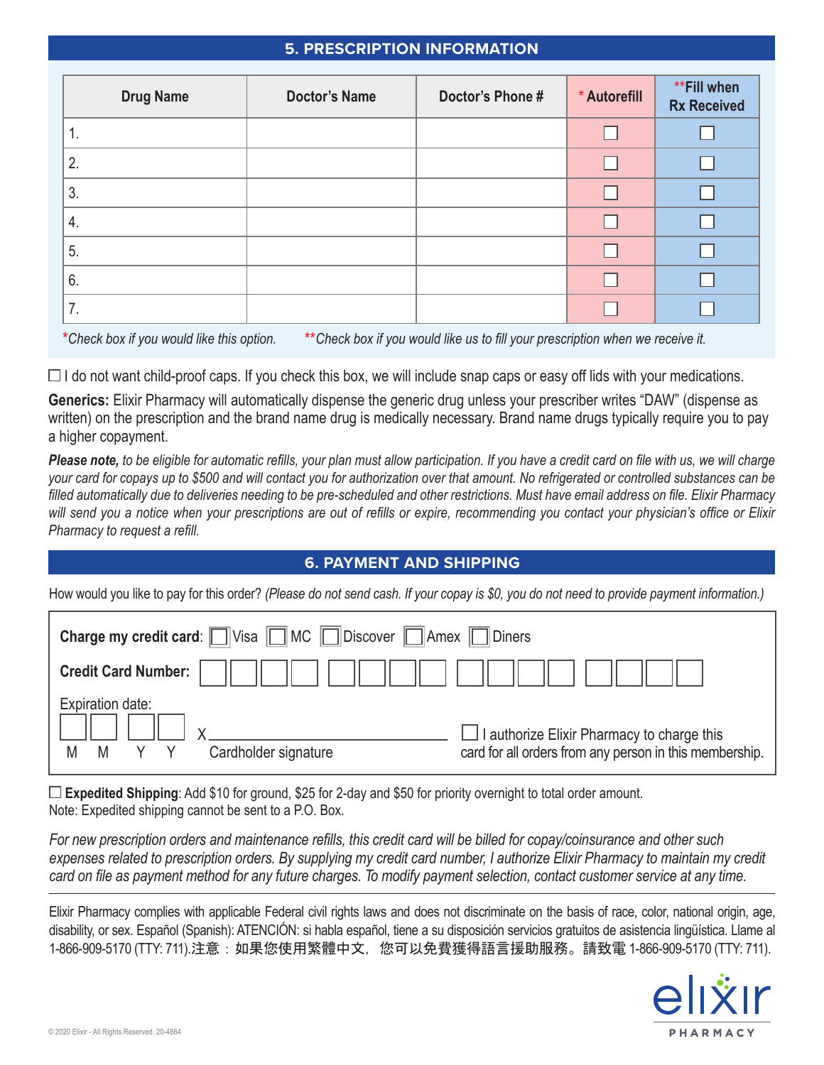## 5. PRESCRIPTION INFORMATION

| Drug Name | Doctor's Name | Doctor's Phone # | * Autorefill | **Fill when Rx Received |
|---|---|---|---|---|
| 1. | | | ☐ | ☐ |
| 2. | | | ☐ | ☐ |
| 3. | | | ☐ | ☐ |
| 4. | | | ☐ | ☐ |
| 5. | | | ☐ | ☐ |
| 6. | | | ☐ | ☐ |
| 7. | | | ☐ | ☐ |

*\*Check box if you would like this option.* *\*\*Check box if you would like us to fill your prescription when we receive it.*

☐ I do not want child-proof caps. If you check this box, we will include snap caps or easy off lids with your medications.

**Generics:** Elixir Pharmacy will automatically dispense the generic drug unless your prescriber writes "DAW" (dispense as written) on the prescription and the brand name drug is medically necessary. Brand name drugs typically require you to pay a higher copayment.

***Please note,*** *to be eligible for automatic refills, your plan must allow participation. If you have a credit card on file with us, we will charge your card for copays up to $500 and will contact you for authorization over that amount. No refrigerated or controlled substances can be filled automatically due to deliveries needing to be pre-scheduled and other restrictions. Must have email address on file. Elixir Pharmacy will send you a notice when your prescriptions are out of refills or expire, recommending you contact your physician's office or Elixir Pharmacy to request a refill.*

## 6. PAYMENT AND SHIPPING

How would you like to pay for this order? *(Please do not send cash. If your copay is $0, you do not need to provide payment information.)*

**Charge my credit card:** ☐ Visa ☐ MC ☐ Discover ☐ Amex ☐ Diners

**Credit Card Number:** ☐☐☐☐ ☐☐☐☐ ☐☐☐☐ ☐☐☐☐

Expiration date:

☐☐ ☐☐
M M Y Y

X_______________________________
Cardholder signature

☐ I authorize Elixir Pharmacy to charge this card for all orders from any person in this membership.

☐ **Expedited Shipping**: Add $10 for ground, $25 for 2-day and $50 for priority overnight to total order amount.
Note: Expedited shipping cannot be sent to a P.O. Box.

*For new prescription orders and maintenance refills, this credit card will be billed for copay/coinsurance and other such expenses related to prescription orders. By supplying my credit card number, I authorize Elixir Pharmacy to maintain my credit card on file as payment method for any future charges. To modify payment selection, contact customer service at any time.*

---

Elixir Pharmacy complies with applicable Federal civil rights laws and does not discriminate on the basis of race, color, national origin, age, disability, or sex. Español (Spanish): ATENCIÓN: si habla español, tiene a su disposición servicios gratuitos de asistencia lingüística. Llame al 1-866-909-5170 (TTY: 711).注意：如果您使用繁體中文，您可以免費獲得語言援助服務。請致電 1-866-909-5170 (TTY: 711).

© 2020 Elixir - All Rights Reserved. 20-4864

elixir PHARMACY